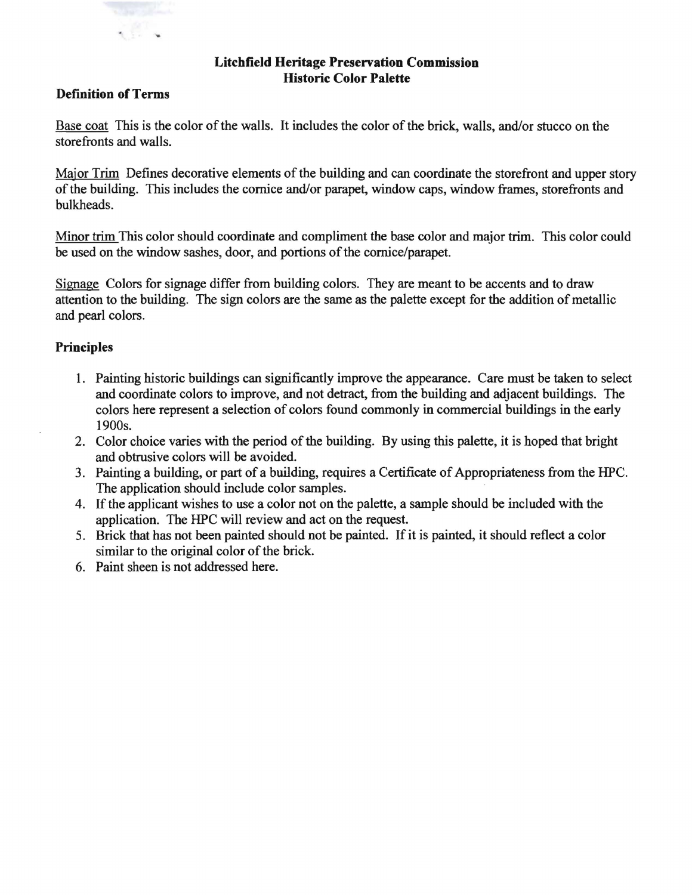## Litchfield Heritage Preservation Commission
## Historic Color Palette

### Definition of Terms

Base coat This is the color of the walls. It includes the color of the brick, walls, and/or stucco on the storefronts and walls.

Major Trim Defines decorative elements of the building and can coordinate the storefront and upper story of the building. This includes the cornice and/or parapet, window caps, window frames, storefronts and bulkheads.

Minor trim This color should coordinate and compliment the base color and major trim. This color could be used on the window sashes, door, and portions of the cornice/parapet.

Signage Colors for signage differ from building colors. They are meant to be accents and to draw attention to the building. The sign colors are the same as the palette except for the addition of metallic and pearl colors.

### Principles

1. Painting historic buildings can significantly improve the appearance. Care must be taken to select and coordinate colors to improve, and not detract, from the building and adjacent buildings. The colors here represent a selection of colors found commonly in commercial buildings in the early 1900s.
2. Color choice varies with the period of the building. By using this palette, it is hoped that bright and obtrusive colors will be avoided.
3. Painting a building, or part of a building, requires a Certificate of Appropriateness from the HPC. The application should include color samples.
4. If the applicant wishes to use a color not on the palette, a sample should be included with the application. The HPC will review and act on the request.
5. Brick that has not been painted should not be painted. If it is painted, it should reflect a color similar to the original color of the brick.
6. Paint sheen is not addressed here.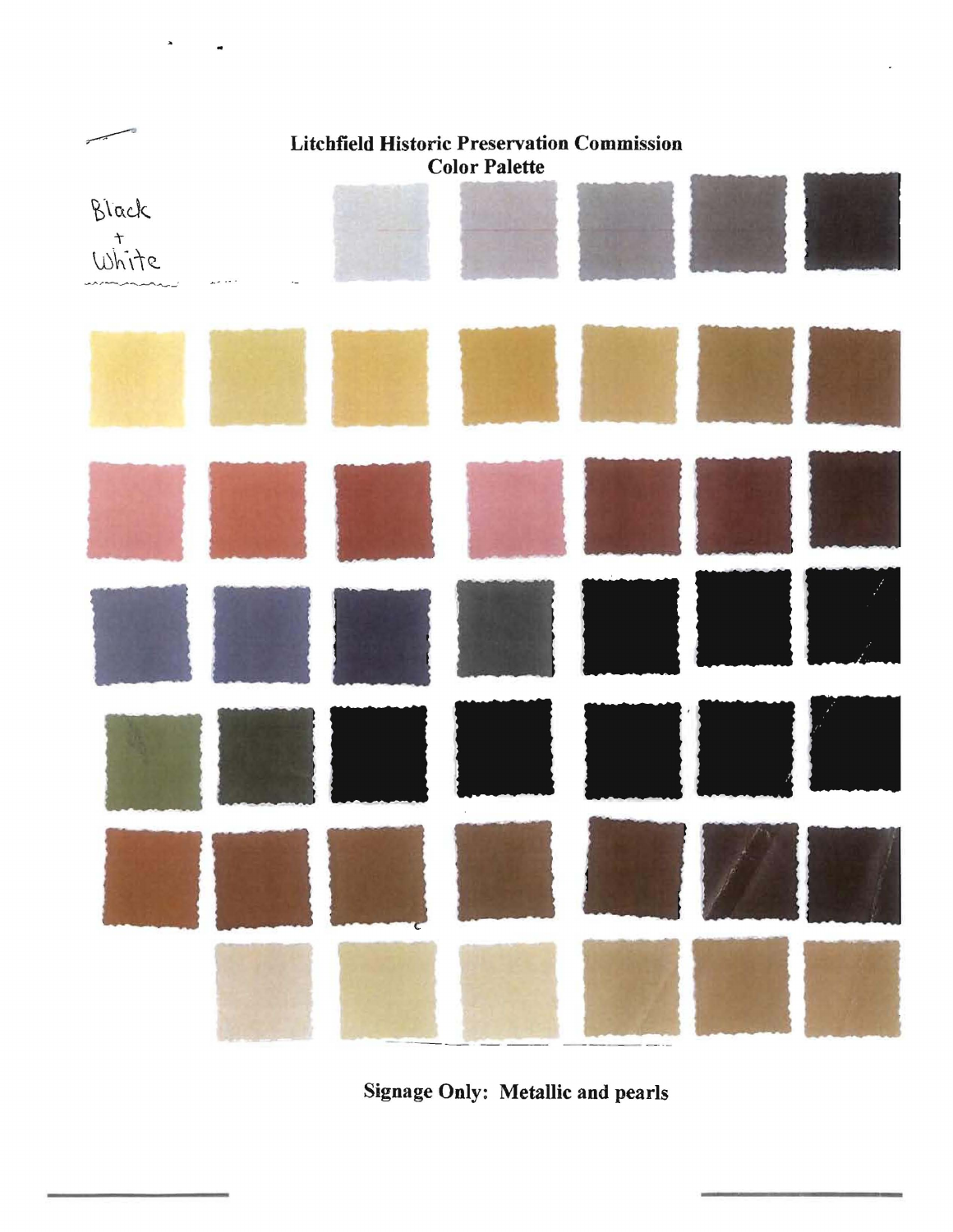**Litchfield Historic Preservation Commission**
**Color Palette**

Black
+
White

**Signage Only: Metallic and pearls**